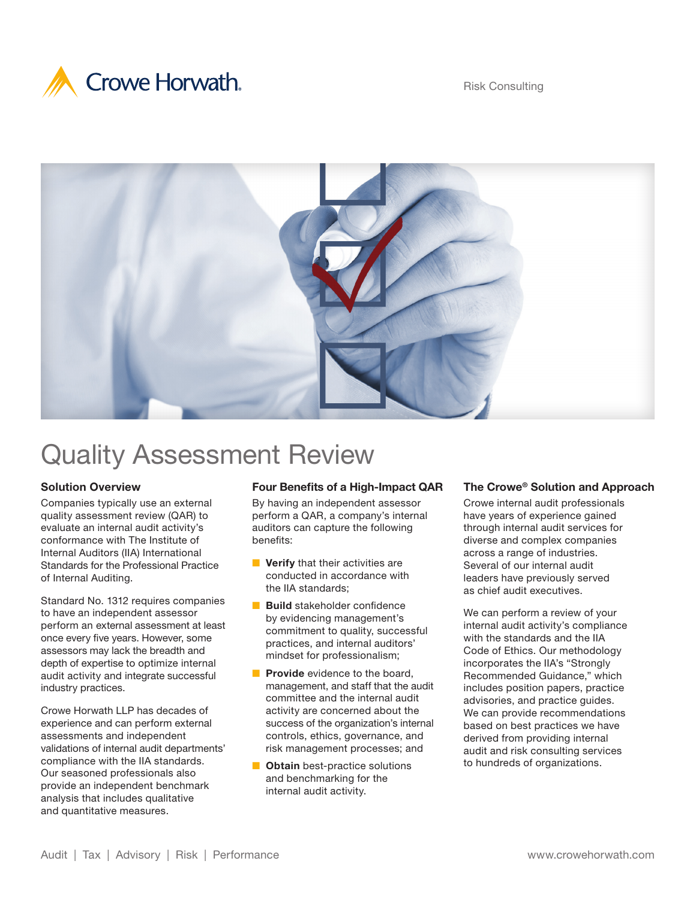Crowe Horwath.

Risk Consulting

# Quality Assessment Review

### Solution Overview

Companies typically use an external quality assessment review (QAR) to evaluate an internal audit activity's conformance with The Institute of Internal Auditors (IIA) International Standards for the Professional Practice of Internal Auditing.

Standard No. 1312 requires companies to have an independent assessor perform an external assessment at least once every five years. However, some assessors may lack the breadth and depth of expertise to optimize internal audit activity and integrate successful industry practices.

Crowe Horwath LLP has decades of experience and can perform external assessments and independent validations of internal audit departments' compliance with the IIA standards. Our seasoned professionals also provide an independent benchmark analysis that includes qualitative and quantitative measures.

### Four Benefits of a High-Impact QAR

By having an independent assessor perform a QAR, a company's internal auditors can capture the following benefits:

- **Verify** that their activities are conducted in accordance with the IIA standards;
- **Build** stakeholder confidence by evidencing management's commitment to quality, successful practices, and internal auditors' mindset for professionalism;
- **Provide** evidence to the board, management, and staff that the audit committee and the internal audit activity are concerned about the success of the organization's internal controls, ethics, governance, and risk management processes; and
- **Obtain** best-practice solutions and benchmarking for the internal audit activity.

### The Crowe® Solution and Approach

Crowe internal audit professionals have years of experience gained through internal audit services for diverse and complex companies across a range of industries. Several of our internal audit leaders have previously served as chief audit executives.

We can perform a review of your internal audit activity's compliance with the standards and the IIA Code of Ethics. Our methodology incorporates the IIA's "Strongly Recommended Guidance," which includes position papers, practice advisories, and practice guides. We can provide recommendations based on best practices we have derived from providing internal audit and risk consulting services to hundreds of organizations.

Audit | Tax | Advisory | Risk | Performance

www.crowehorwath.com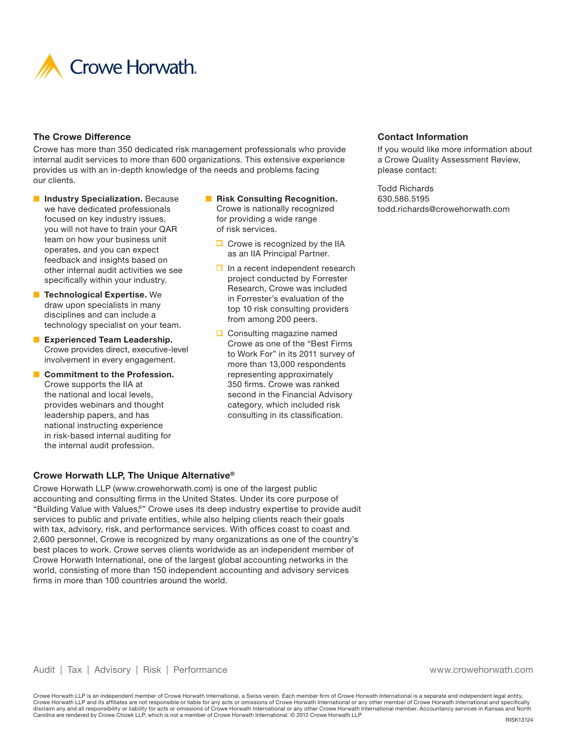Crowe Horwath.

## The Crowe Difference

Crowe has more than 350 dedicated risk management professionals who provide internal audit services to more than 600 organizations. This extensive experience provides us with an in-depth knowledge of the needs and problems facing our clients.

- **Industry Specialization.** Because we have dedicated professionals focused on key industry issues, you will not have to train your QAR team on how your business unit operates, and you can expect feedback and insights based on other internal audit activities we see specifically within your industry.
- **Technological Expertise.** We draw upon specialists in many disciplines and can include a technology specialist on your team.
- **Experienced Team Leadership.** Crowe provides direct, executive-level involvement in every engagement.
- **Commitment to the Profession.** Crowe supports the IIA at the national and local levels, provides webinars and thought leadership papers, and has national instructing experience in risk-based internal auditing for the internal audit profession.
- **Risk Consulting Recognition.** Crowe is nationally recognized for providing a wide range of risk services.
  - Crowe is recognized by the IIA as an IIA Principal Partner.
  - In a recent independent research project conducted by Forrester Research, Crowe was included in Forrester's evaluation of the top 10 risk consulting providers from among 200 peers.
  - Consulting magazine named Crowe as one of the "Best Firms to Work For" in its 2011 survey of more than 13,000 respondents representing approximately 350 firms. Crowe was ranked second in the Financial Advisory category, which included risk consulting in its classification.

## Contact Information

If you would like more information about a Crowe Quality Assessment Review, please contact:

Todd Richards
630.586.5195
todd.richards@crowehorwath.com

## Crowe Horwath LLP, The Unique Alternative®

Crowe Horwath LLP (www.crowehorwath.com) is one of the largest public accounting and consulting firms in the United States. Under its core purpose of "Building Value with Values®" Crowe uses its deep industry expertise to provide audit services to public and private entities, while also helping clients reach their goals with tax, advisory, risk, and performance services. With offices coast to coast and 2,600 personnel, Crowe is recognized by many organizations as one of the country's best places to work. Crowe serves clients worldwide as an independent member of Crowe Horwath International, one of the largest global accounting networks in the world, consisting of more than 150 independent accounting and advisory services firms in more than 100 countries around the world.

Audit | Tax | Advisory | Risk | Performance

www.crowehorwath.com

Crowe Horwath LLP is an independent member of Crowe Horwath International, a Swiss verein. Each member firm of Crowe Horwath International is a separate and independent legal entity. Crowe Horwath LLP and its affiliates are not responsible or liable for any acts or omissions of Crowe Horwath International or any other member of Crowe Horwath International and specifically disclaim any and all responsibility or liability for acts or omissions of Crowe Horwath International or any other Crowe Horwath International member. Accountancy services in Kansas and North Carolina are rendered by Crowe Chizek LLP, which is not a member of Crowe Horwath International. © 2012 Crowe Horwath LLP

RISK13124